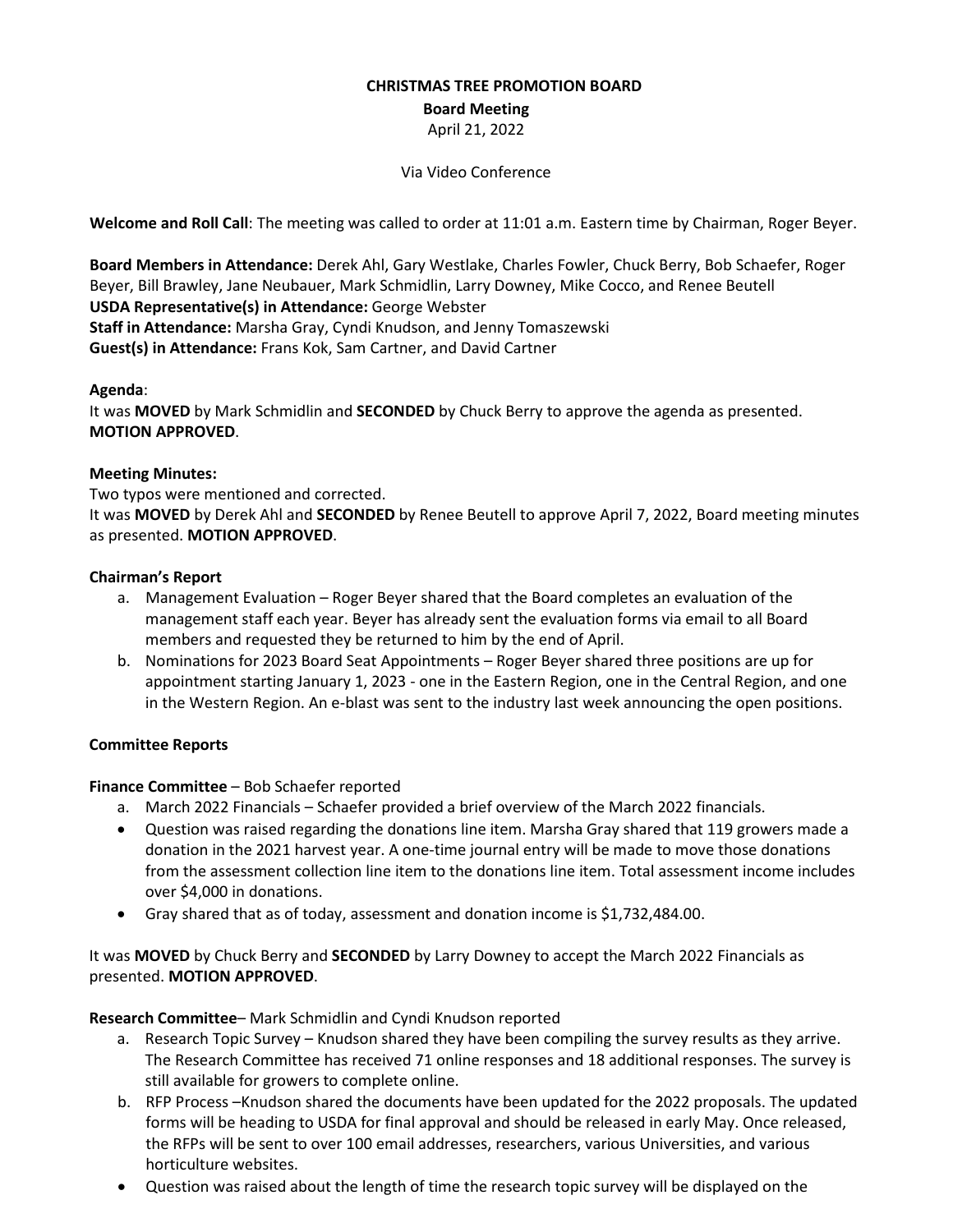**CHRISTMAS TREE PROMOTION BOARD**

**Board Meeting**

April 21, 2022

Via Video Conference

**Welcome and Roll Call**: The meeting was called to order at 11:01 a.m. Eastern time by Chairman, Roger Beyer.

**Board Members in Attendance:** Derek Ahl, Gary Westlake, Charles Fowler, Chuck Berry, Bob Schaefer, Roger Beyer, Bill Brawley, Jane Neubauer, Mark Schmidlin, Larry Downey, Mike Cocco, and Renee Beutell
**USDA Representative(s) in Attendance:** George Webster
**Staff in Attendance:** Marsha Gray, Cyndi Knudson, and Jenny Tomaszewski
**Guest(s) in Attendance:** Frans Kok, Sam Cartner, and David Cartner

**Agenda**:
It was **MOVED** by Mark Schmidlin and **SECONDED** by Chuck Berry to approve the agenda as presented. **MOTION APPROVED**.

**Meeting Minutes:**
Two typos were mentioned and corrected.
It was **MOVED** by Derek Ahl and **SECONDED** by Renee Beutell to approve April 7, 2022, Board meeting minutes as presented. **MOTION APPROVED**.

**Chairman's Report**

a. Management Evaluation – Roger Beyer shared that the Board completes an evaluation of the management staff each year. Beyer has already sent the evaluation forms via email to all Board members and requested they be returned to him by the end of April.
b. Nominations for 2023 Board Seat Appointments – Roger Beyer shared three positions are up for appointment starting January 1, 2023 - one in the Eastern Region, one in the Central Region, and one in the Western Region. An e-blast was sent to the industry last week announcing the open positions.

**Committee Reports**

**Finance Committee** – Bob Schaefer reported

a. March 2022 Financials – Schaefer provided a brief overview of the March 2022 financials.

- Question was raised regarding the donations line item. Marsha Gray shared that 119 growers made a donation in the 2021 harvest year. A one-time journal entry will be made to move those donations from the assessment collection line item to the donations line item. Total assessment income includes over $4,000 in donations.
- Gray shared that as of today, assessment and donation income is $1,732,484.00.

It was **MOVED** by Chuck Berry and **SECONDED** by Larry Downey to accept the March 2022 Financials as presented. **MOTION APPROVED**.

**Research Committee**– Mark Schmidlin and Cyndi Knudson reported

a. Research Topic Survey – Knudson shared they have been compiling the survey results as they arrive. The Research Committee has received 71 online responses and 18 additional responses. The survey is still available for growers to complete online.
b. RFP Process –Knudson shared the documents have been updated for the 2022 proposals. The updated forms will be heading to USDA for final approval and should be released in early May. Once released, the RFPs will be sent to over 100 email addresses, researchers, various Universities, and various horticulture websites.

- Question was raised about the length of time the research topic survey will be displayed on the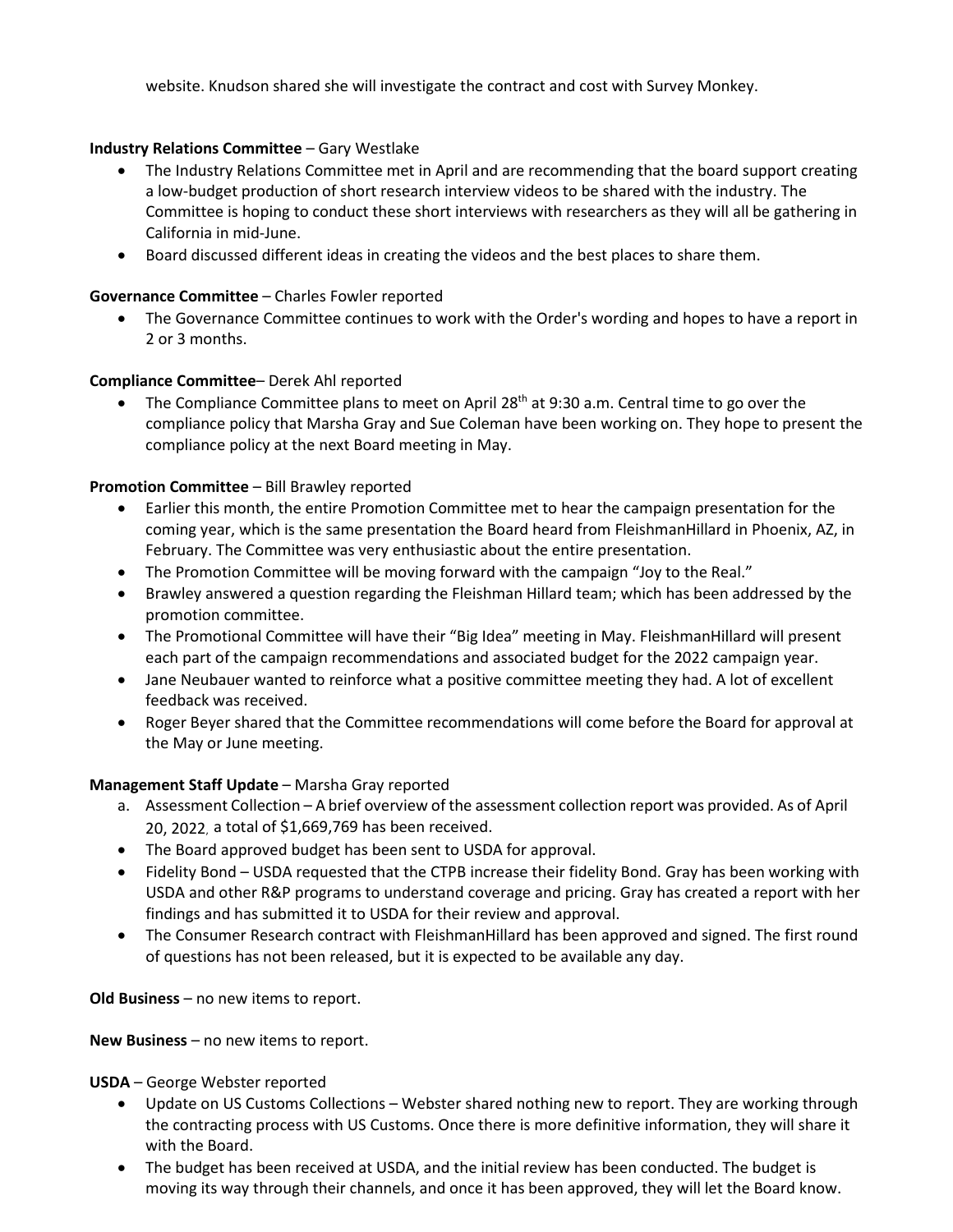website. Knudson shared she will investigate the contract and cost with Survey Monkey.

**Industry Relations Committee** – Gary Westlake

- The Industry Relations Committee met in April and are recommending that the board support creating a low-budget production of short research interview videos to be shared with the industry. The Committee is hoping to conduct these short interviews with researchers as they will all be gathering in California in mid-June.
- Board discussed different ideas in creating the videos and the best places to share them.

**Governance Committee** – Charles Fowler reported

- The Governance Committee continues to work with the Order's wording and hopes to have a report in 2 or 3 months.

**Compliance Committee**– Derek Ahl reported

- The Compliance Committee plans to meet on April 28th at 9:30 a.m. Central time to go over the compliance policy that Marsha Gray and Sue Coleman have been working on. They hope to present the compliance policy at the next Board meeting in May.

**Promotion Committee** – Bill Brawley reported

- Earlier this month, the entire Promotion Committee met to hear the campaign presentation for the coming year, which is the same presentation the Board heard from FleishmanHillard in Phoenix, AZ, in February. The Committee was very enthusiastic about the entire presentation.
- The Promotion Committee will be moving forward with the campaign "Joy to the Real."
- Brawley answered a question regarding the Fleishman Hillard team; which has been addressed by the promotion committee.
- The Promotional Committee will have their "Big Idea" meeting in May. FleishmanHillard will present each part of the campaign recommendations and associated budget for the 2022 campaign year.
- Jane Neubauer wanted to reinforce what a positive committee meeting they had. A lot of excellent feedback was received.
- Roger Beyer shared that the Committee recommendations will come before the Board for approval at the May or June meeting.

**Management Staff Update** – Marsha Gray reported

a. Assessment Collection – A brief overview of the assessment collection report was provided. As of April 20, 2022, a total of $1,669,769 has been received.

- The Board approved budget has been sent to USDA for approval.
- Fidelity Bond – USDA requested that the CTPB increase their fidelity Bond. Gray has been working with USDA and other R&P programs to understand coverage and pricing. Gray has created a report with her findings and has submitted it to USDA for their review and approval.
- The Consumer Research contract with FleishmanHillard has been approved and signed. The first round of questions has not been released, but it is expected to be available any day.

**Old Business** – no new items to report.

**New Business** – no new items to report.

**USDA** – George Webster reported

- Update on US Customs Collections – Webster shared nothing new to report. They are working through the contracting process with US Customs. Once there is more definitive information, they will share it with the Board.
- The budget has been received at USDA, and the initial review has been conducted. The budget is moving its way through their channels, and once it has been approved, they will let the Board know.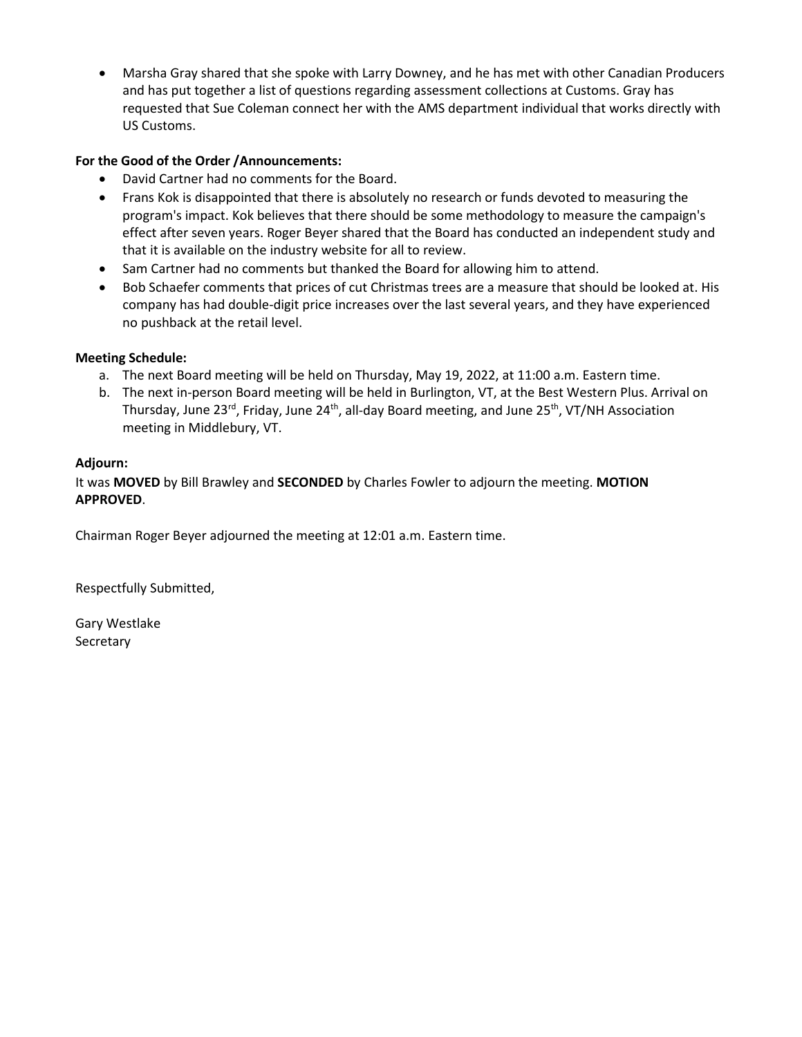- Marsha Gray shared that she spoke with Larry Downey, and he has met with other Canadian Producers and has put together a list of questions regarding assessment collections at Customs. Gray has requested that Sue Coleman connect her with the AMS department individual that works directly with US Customs.

**For the Good of the Order /Announcements:**

- David Cartner had no comments for the Board.
- Frans Kok is disappointed that there is absolutely no research or funds devoted to measuring the program's impact. Kok believes that there should be some methodology to measure the campaign's effect after seven years. Roger Beyer shared that the Board has conducted an independent study and that it is available on the industry website for all to review.
- Sam Cartner had no comments but thanked the Board for allowing him to attend.
- Bob Schaefer comments that prices of cut Christmas trees are a measure that should be looked at. His company has had double-digit price increases over the last several years, and they have experienced no pushback at the retail level.

**Meeting Schedule:**

a. The next Board meeting will be held on Thursday, May 19, 2022, at 11:00 a.m. Eastern time.
b. The next in-person Board meeting will be held in Burlington, VT, at the Best Western Plus. Arrival on Thursday, June 23rd, Friday, June 24th, all-day Board meeting, and June 25th, VT/NH Association meeting in Middlebury, VT.

**Adjourn:**

It was **MOVED** by Bill Brawley and **SECONDED** by Charles Fowler to adjourn the meeting. **MOTION APPROVED**.

Chairman Roger Beyer adjourned the meeting at 12:01 a.m. Eastern time.

Respectfully Submitted,

Gary Westlake
Secretary